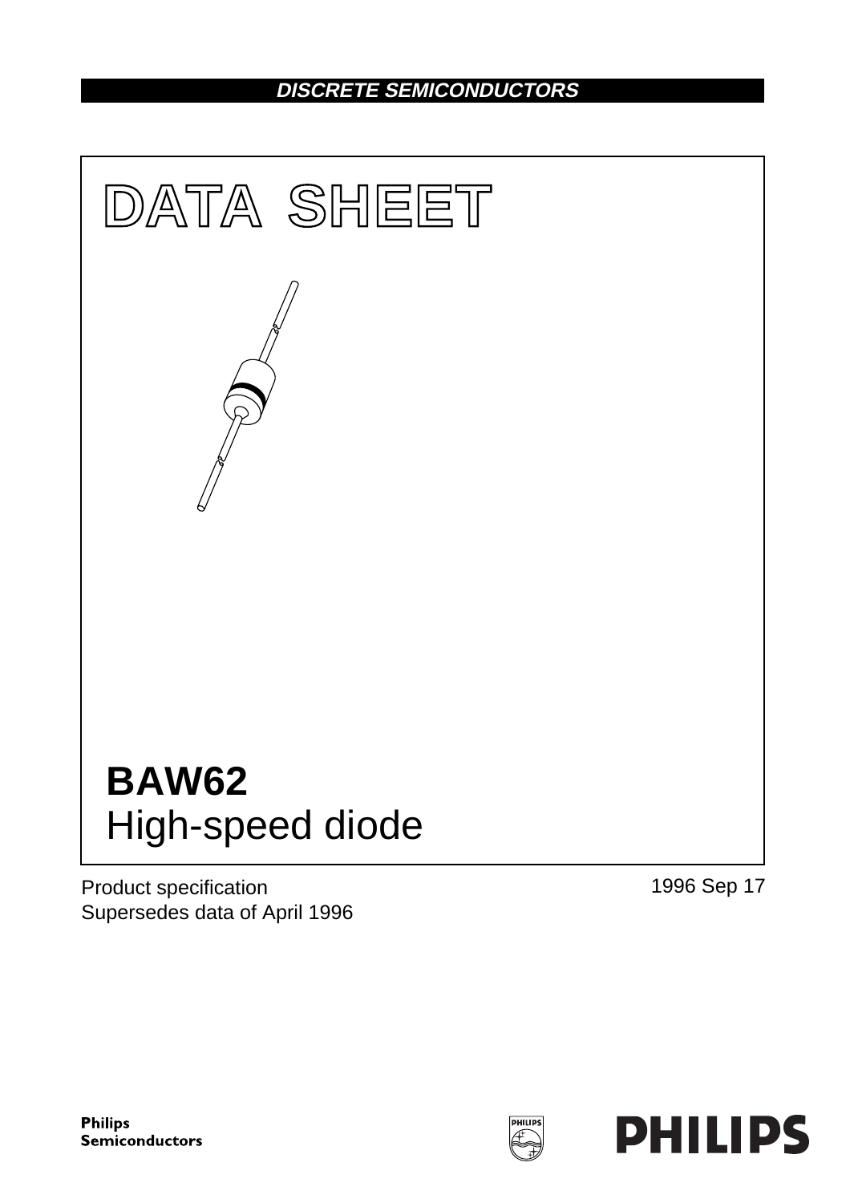DISCRETE SEMICONDUCTORS

# DATA SHEET

# BAW62
High-speed diode

Product specification
Supersedes data of April 1996

1996 Sep 17

Philips Semiconductors

PHILIPS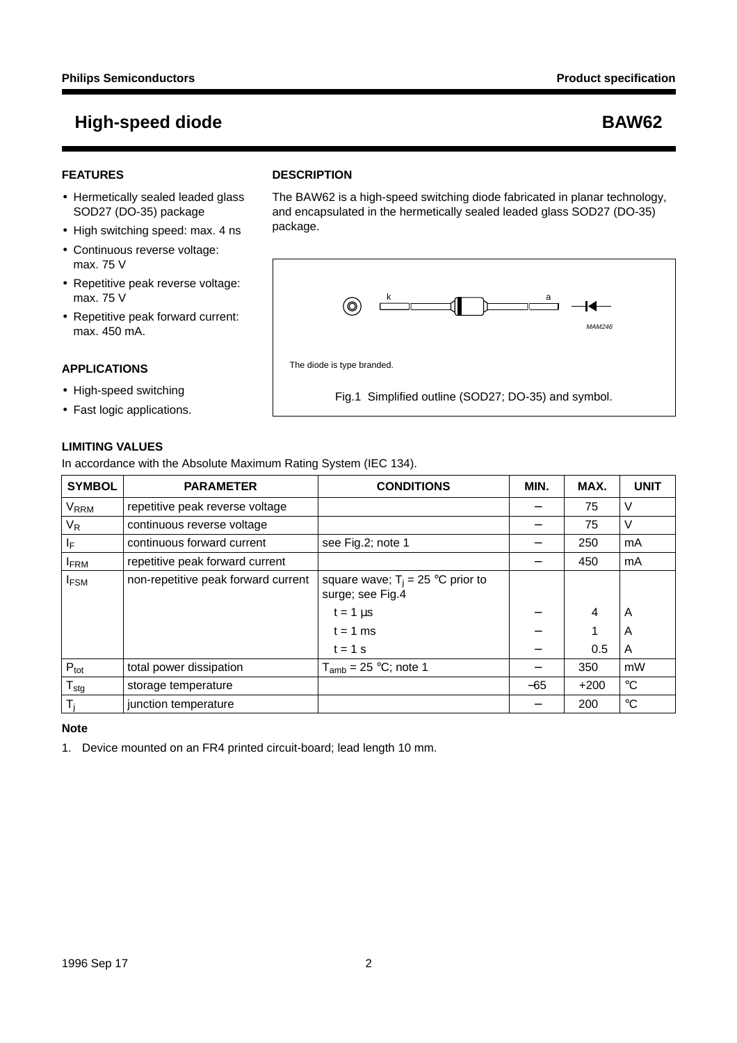# High-speed diode BAW62

## FEATURES

- Hermetically sealed leaded glass SOD27 (DO-35) package
- High switching speed: max. 4 ns
- Continuous reverse voltage: max. 75 V
- Repetitive peak reverse voltage: max. 75 V
- Repetitive peak forward current: max. 450 mA.

## APPLICATIONS

- High-speed switching
- Fast logic applications.

## DESCRIPTION

The BAW62 is a high-speed switching diode fabricated in planar technology, and encapsulated in the hermetically sealed leaded glass SOD27 (DO-35) package.

The diode is type branded.

Fig.1 Simplified outline (SOD27; DO-35) and symbol.

## LIMITING VALUES

In accordance with the Absolute Maximum Rating System (IEC 134).

| SYMBOL | PARAMETER | CONDITIONS | MIN. | MAX. | UNIT |
|---|---|---|---|---|---|
| $V_{RRM}$ | repetitive peak reverse voltage | | − | 75 | V |
| $V_R$ | continuous reverse voltage | | − | 75 | V |
| $I_F$ | continuous forward current | see Fig.2; note 1 | − | 250 | mA |
| $I_{FRM}$ | repetitive peak forward current | | − | 450 | mA |
| $I_{FSM}$ | non-repetitive peak forward current | square wave; $T_j$ = 25 °C prior to surge; see Fig.4 | | | |
| | | t = 1 µs | − | 4 | A |
| | | t = 1 ms | − | 1 | A |
| | | t = 1 s | − | 0.5 | A |
| $P_{tot}$ | total power dissipation | $T_{amb}$ = 25 °C; note 1 | − | 350 | mW |
| $T_{stg}$ | storage temperature | | −65 | +200 | °C |
| $T_j$ | junction temperature | | − | 200 | °C |

### Note

1. Device mounted on an FR4 printed circuit-board; lead length 10 mm.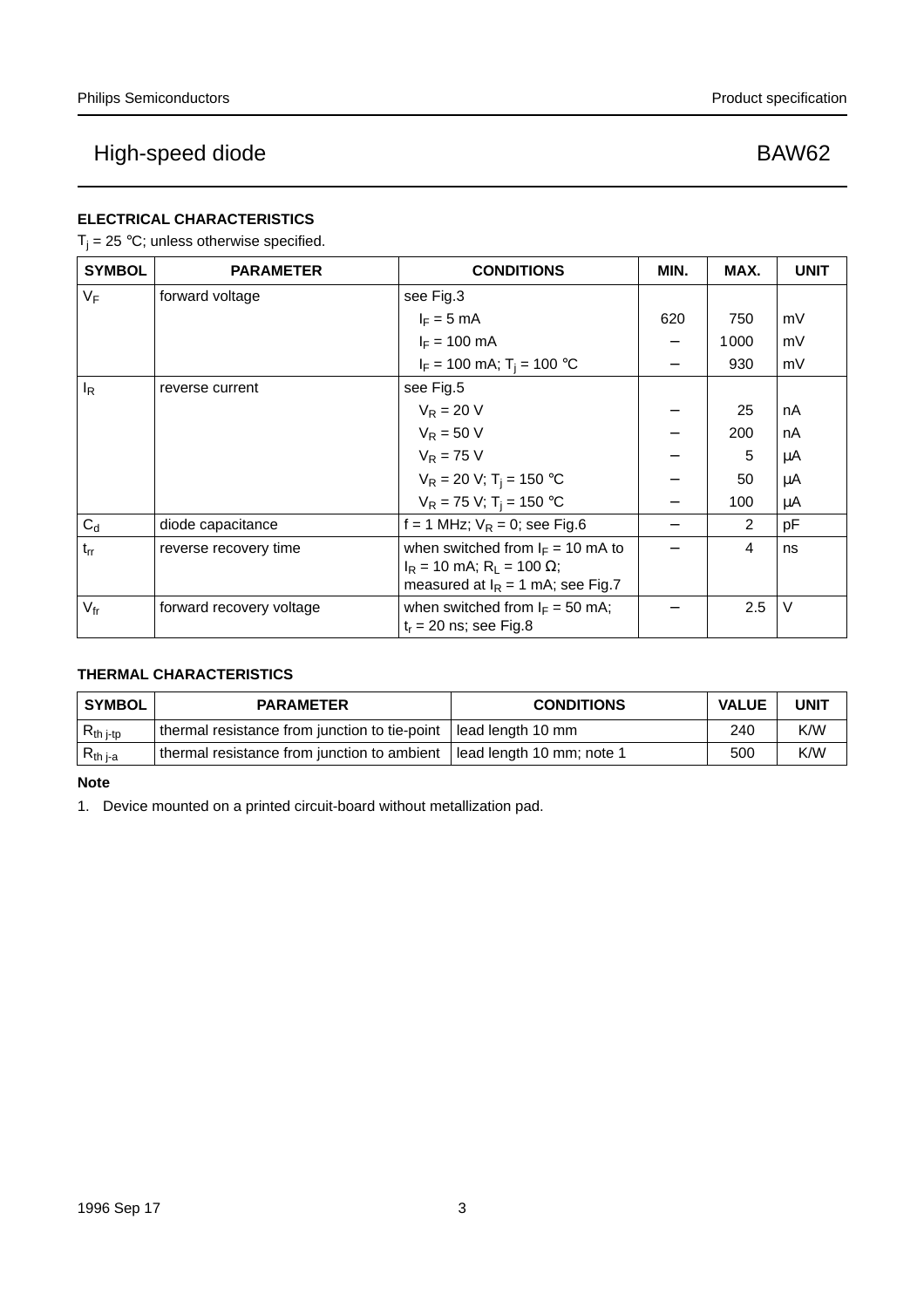## ELECTRICAL CHARACTERISTICS

$T_j$ = 25 °C; unless otherwise specified.

| SYMBOL | PARAMETER | CONDITIONS | MIN. | MAX. | UNIT |
|---|---|---|---|---|---|
| $V_F$ | forward voltage | see Fig.3 | | | |
| | | $I_F$ = 5 mA | 620 | 750 | mV |
| | | $I_F$ = 100 mA | − | 1000 | mV |
| | | $I_F$ = 100 mA; $T_j$ = 100 °C | − | 930 | mV |
| $I_R$ | reverse current | see Fig.5 | | | |
| | | $V_R$ = 20 V | − | 25 | nA |
| | | $V_R$ = 50 V | − | 200 | nA |
| | | $V_R$ = 75 V | − | 5 | μA |
| | | $V_R$ = 20 V; $T_j$ = 150 °C | − | 50 | μA |
| | | $V_R$ = 75 V; $T_j$ = 150 °C | − | 100 | μA |
| $C_d$ | diode capacitance | f = 1 MHz; $V_R$ = 0; see Fig.6 | − | 2 | pF |
| $t_{rr}$ | reverse recovery time | when switched from $I_F$ = 10 mA to $I_R$ = 10 mA; $R_L$ = 100 Ω; measured at $I_R$ = 1 mA; see Fig.7 | − | 4 | ns |
| $V_{fr}$ | forward recovery voltage | when switched from $I_F$ = 50 mA; $t_r$ = 20 ns; see Fig.8 | − | 2.5 | V |

## THERMAL CHARACTERISTICS

| SYMBOL | PARAMETER | CONDITIONS | VALUE | UNIT |
|---|---|---|---|---|
| $R_{th\ j\text{-}tp}$ | thermal resistance from junction to tie-point | lead length 10 mm | 240 | K/W |
| $R_{th\ j\text{-}a}$ | thermal resistance from junction to ambient | lead length 10 mm; note 1 | 500 | K/W |

**Note**

1. Device mounted on a printed circuit-board without metallization pad.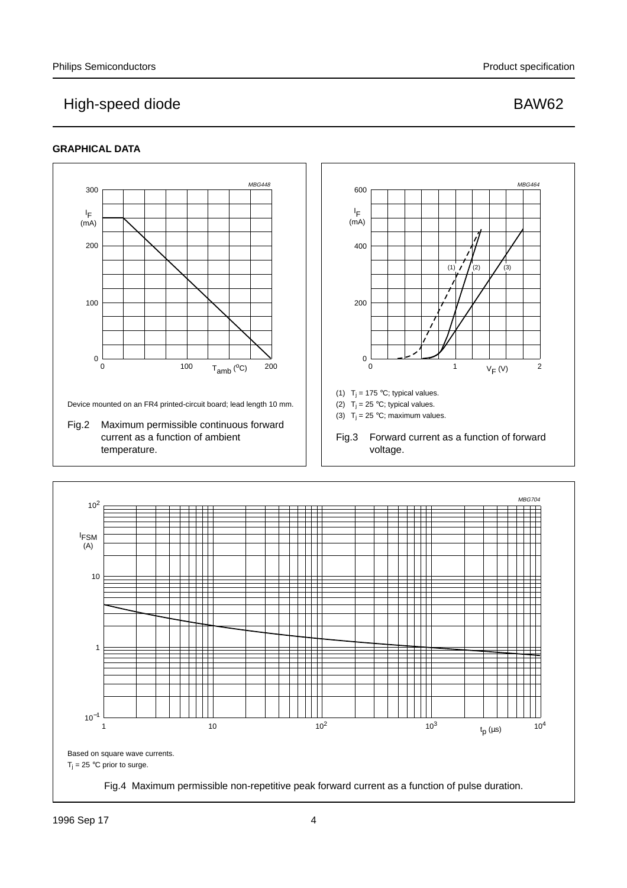## GRAPHICAL DATA

Device mounted on an FR4 printed-circuit board; lead length 10 mm.

Fig.2 Maximum permissible continuous forward current as a function of ambient temperature.

(1) $T_j$ = 175 °C; typical values.

(2) $T_j$ = 25 °C; typical values.

(3) $T_j$ = 25 °C; maximum values.

Fig.3 Forward current as a function of forward voltage.

Based on square wave currents.

$T_j$ = 25 °C prior to surge.

Fig.4 Maximum permissible non-repetitive peak forward current as a function of pulse duration.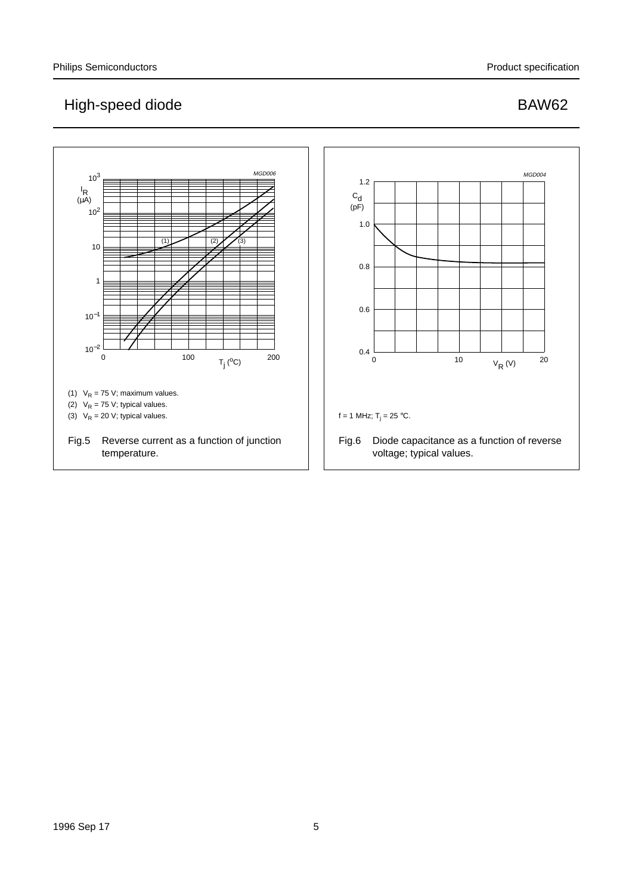(1) $V_R$ = 75 V; maximum values.

(2) $V_R$ = 75 V; typical values.

(3) $V_R$ = 20 V; typical values.

Fig.5 Reverse current as a function of junction temperature.

f = 1 MHz; $T_j$ = 25 °C.

Fig.6 Diode capacitance as a function of reverse voltage; typical values.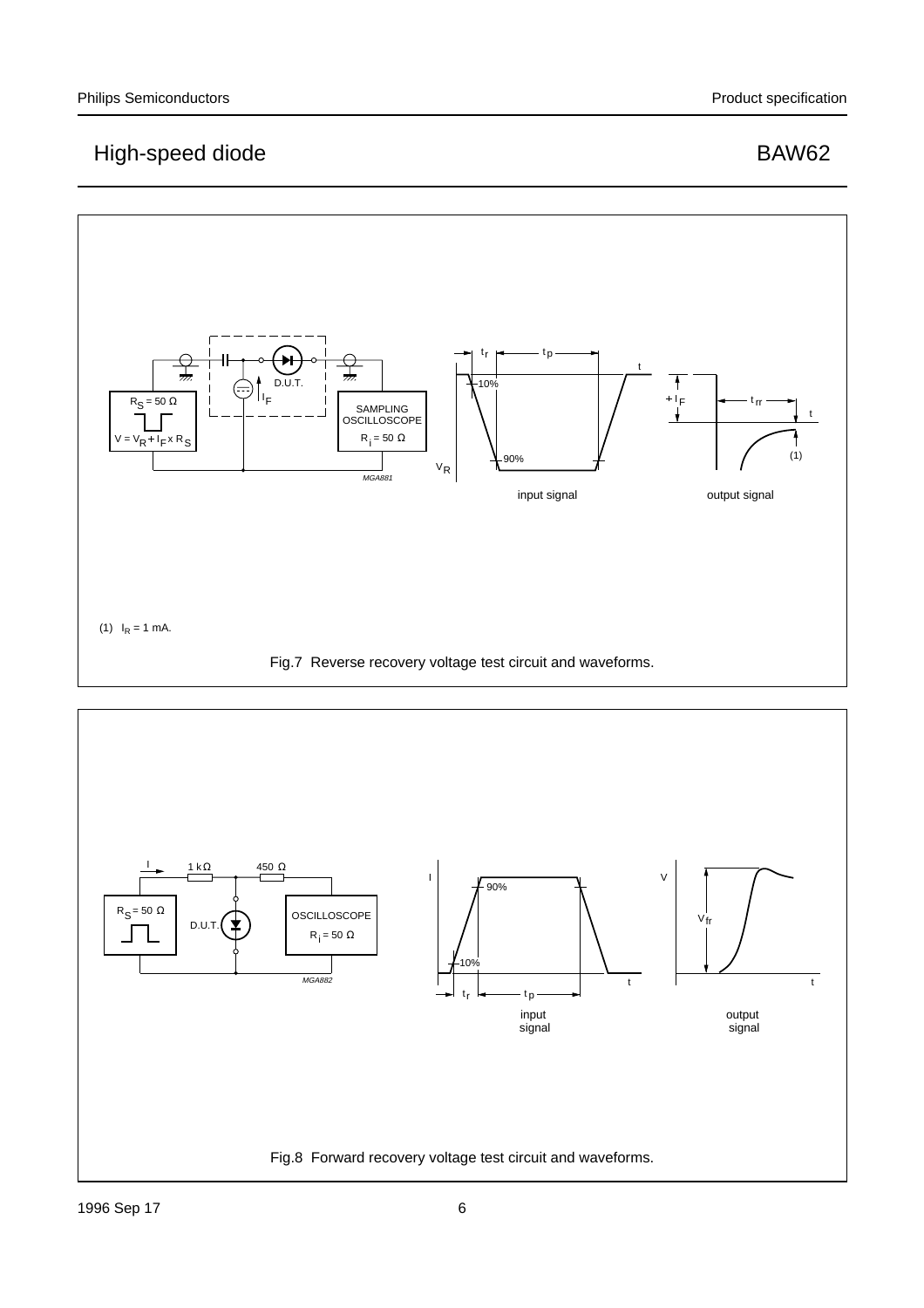(1) $I_R$ = 1 mA.

Fig.7 Reverse recovery voltage test circuit and waveforms.

Fig.8 Forward recovery voltage test circuit and waveforms.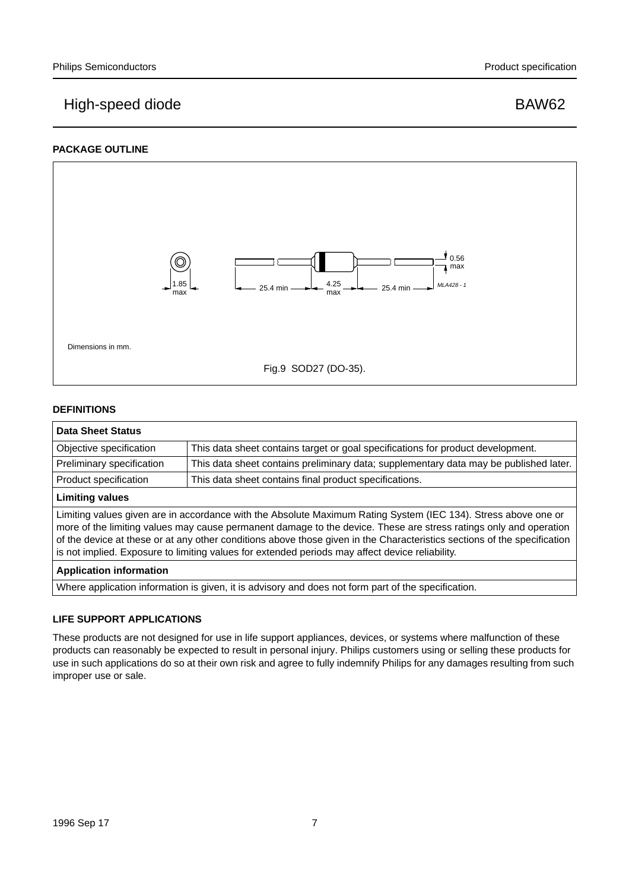## PACKAGE OUTLINE

0.56
max

1.85
max

25.4 min

4.25
max

25.4 min

MLA428 - 1

Dimensions in mm.

Fig.9 SOD27 (DO-35).

## DEFINITIONS

| Data Sheet Status | |
|---|---|
| Objective specification | This data sheet contains target or goal specifications for product development. |
| Preliminary specification | This data sheet contains preliminary data; supplementary data may be published later. |
| Product specification | This data sheet contains final product specifications. |

**Limiting values**

Limiting values given are in accordance with the Absolute Maximum Rating System (IEC 134). Stress above one or more of the limiting values may cause permanent damage to the device. These are stress ratings only and operation of the device at these or at any other conditions above those given in the Characteristics sections of the specification is not implied. Exposure to limiting values for extended periods may affect device reliability.

**Application information**

Where application information is given, it is advisory and does not form part of the specification.

## LIFE SUPPORT APPLICATIONS

These products are not designed for use in life support appliances, devices, or systems where malfunction of these products can reasonably be expected to result in personal injury. Philips customers using or selling these products for use in such applications do so at their own risk and agree to fully indemnify Philips for any damages resulting from such improper use or sale.